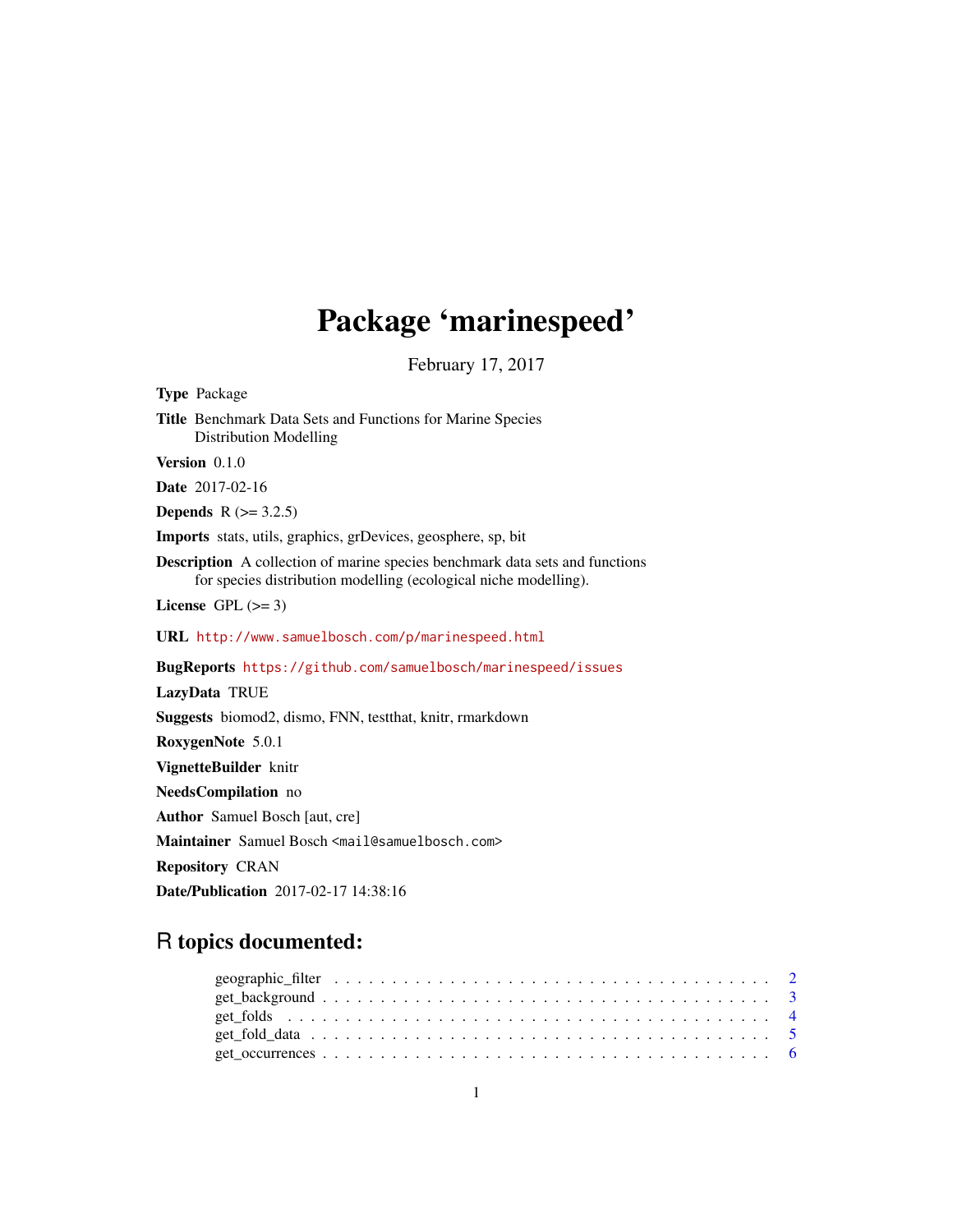# Package ‘marinespeed’

February 17, 2017

**Type** Package

**Title** Benchmark Data Sets and Functions for Marine Species Distribution Modelling

**Version** 0.1.0

**Date** 2017-02-16

**Depends** R (>= 3.2.5)

**Imports** stats, utils, graphics, grDevices, geosphere, sp, bit

**Description** A collection of marine species benchmark data sets and functions for species distribution modelling (ecological niche modelling).

**License** GPL (>= 3)

**URL** http://www.samuelbosch.com/p/marinespeed.html

**BugReports** https://github.com/samuelbosch/marinespeed/issues

**LazyData** TRUE

**Suggests** biomod2, dismo, FNN, testthat, knitr, rmarkdown

**RoxygenNote** 5.0.1

**VignetteBuilder** knitr

**NeedsCompilation** no

**Author** Samuel Bosch [aut, cre]

**Maintainer** Samuel Bosch <mail@samuelbosch.com>

**Repository** CRAN

**Date/Publication** 2017-02-17 14:38:16

## R topics documented:

- geographic_filter . . . . . . . . . . . . . . . . . . . . . . . . . . . . . . . . . . . . 2
- get_background . . . . . . . . . . . . . . . . . . . . . . . . . . . . . . . . . . . . 3
- get_folds . . . . . . . . . . . . . . . . . . . . . . . . . . . . . . . . . . . . 4
- get_fold_data . . . . . . . . . . . . . . . . . . . . . . . . . . . . . . . . . . . . 5
- get_occurrences . . . . . . . . . . . . . . . . . . . . . . . . . . . . . . . . . . . . 6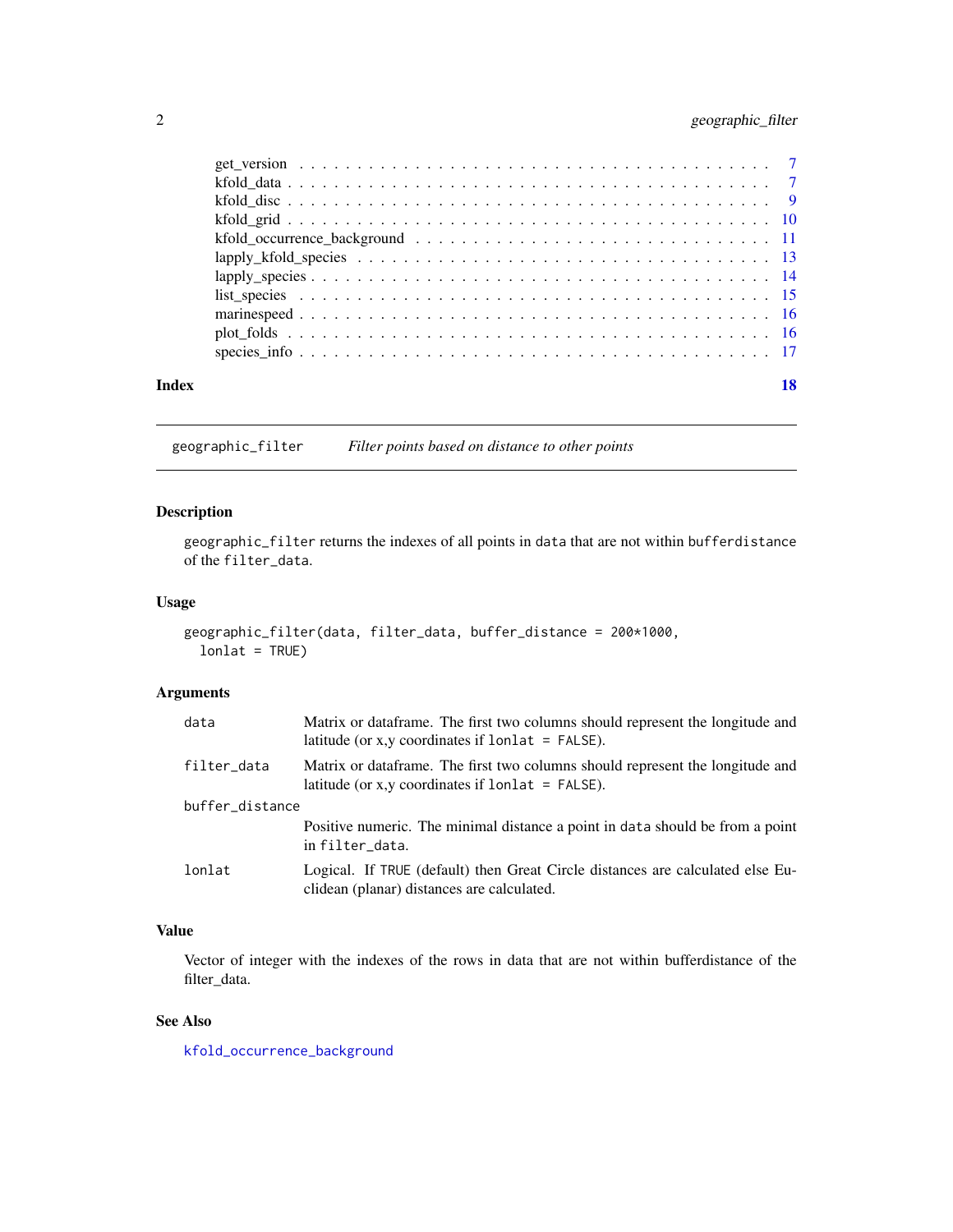| | |
|---|---|
| get_version | 7 |
| kfold_data | 7 |
| kfold_disc | 9 |
| kfold_grid | 10 |
| kfold_occurrence_background | 11 |
| lapply_kfold_species | 13 |
| lapply_species | 14 |
| list_species | 15 |
| marinespeed | 16 |
| plot_folds | 16 |
| species_info | 17 |

**Index** **18**

---

## geographic_filter — *Filter points based on distance to other points*

---

### Description

`geographic_filter` returns the indexes of all points in `data` that are not within `bufferdistance` of the `filter_data`.

### Usage

```
geographic_filter(data, filter_data, buffer_distance = 200*1000,
  lonlat = TRUE)
```

### Arguments

| | |
|---|---|
| `data` | Matrix or dataframe. The first two columns should represent the longitude and latitude (or x,y coordinates if `lonlat = FALSE`). |
| `filter_data` | Matrix or dataframe. The first two columns should represent the longitude and latitude (or x,y coordinates if `lonlat = FALSE`). |
| `buffer_distance` | Positive numeric. The minimal distance a point in `data` should be from a point in `filter_data`. |
| `lonlat` | Logical. If `TRUE` (default) then Great Circle distances are calculated else Euclidean (planar) distances are calculated. |

### Value

Vector of integer with the indexes of the rows in data that are not within bufferdistance of the filter_data.

### See Also

`kfold_occurrence_background`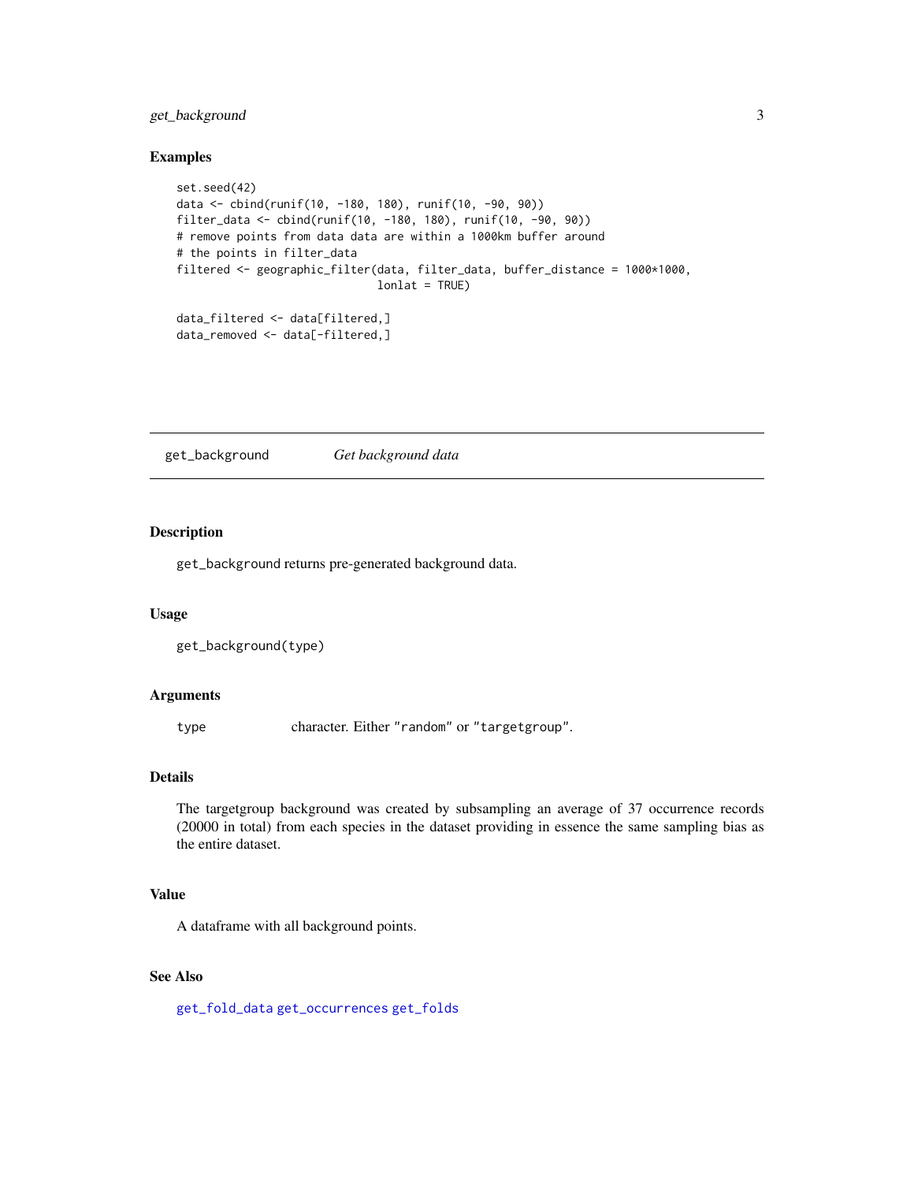### Examples

```
set.seed(42)
data <- cbind(runif(10, -180, 180), runif(10, -90, 90))
filter_data <- cbind(runif(10, -180, 180), runif(10, -90, 90))
# remove points from data data are within a 1000km buffer around
# the points in filter_data
filtered <- geographic_filter(data, filter_data, buffer_distance = 1000*1000,
                              lonlat = TRUE)

data_filtered <- data[filtered,]
data_removed <- data[-filtered,]
```

---

## get_background — *Get background data*

---

### Description

get_background returns pre-generated background data.

### Usage

```
get_background(type)
```

### Arguments

| | |
|---|---|
| type | character. Either "random" or "targetgroup". |

### Details

The targetgroup background was created by subsampling an average of 37 occurrence records (20000 in total) from each species in the dataset providing in essence the same sampling bias as the entire dataset.

### Value

A dataframe with all background points.

### See Also

get_fold_data get_occurrences get_folds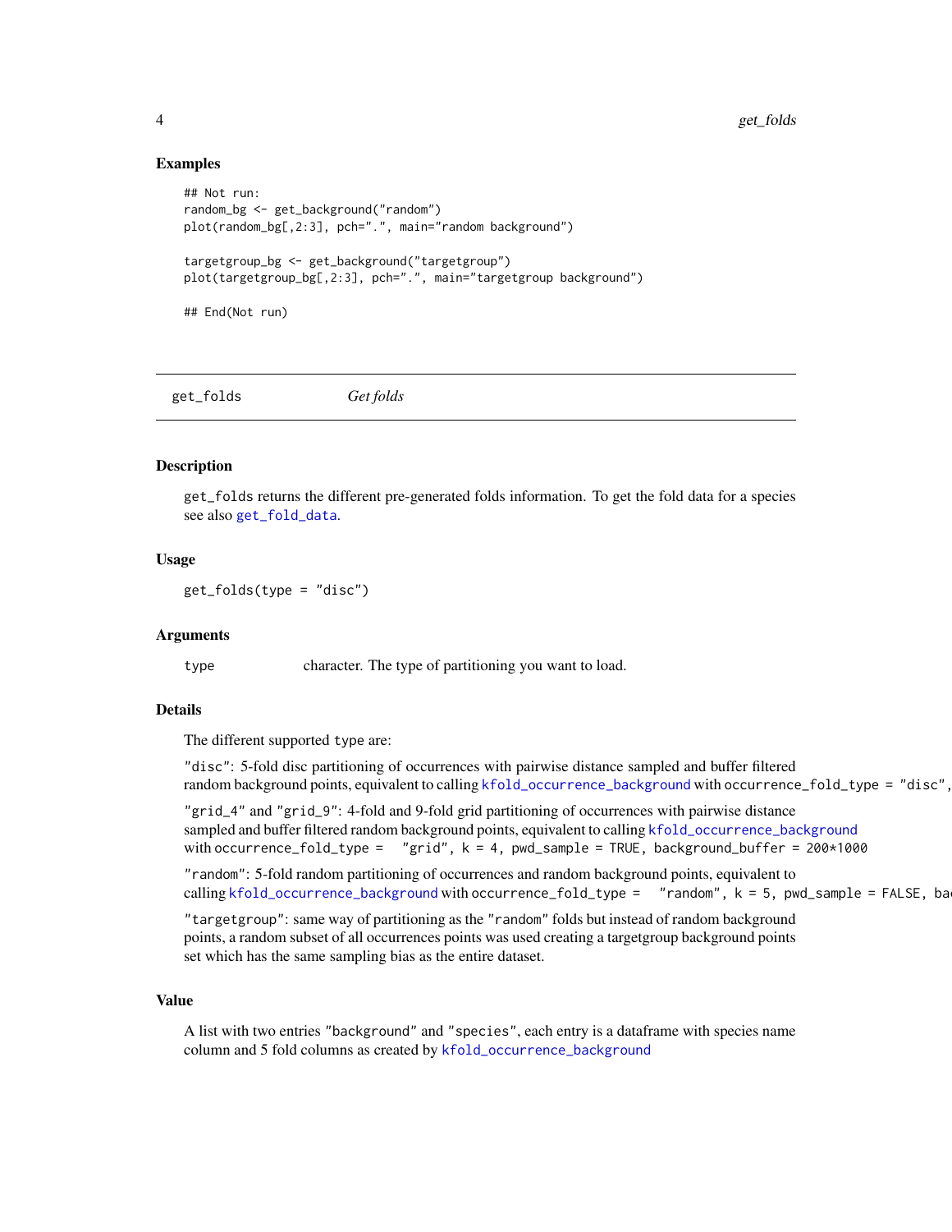### Examples

```
## Not run:
random_bg <- get_background("random")
plot(random_bg[,2:3], pch=".", main="random background")

targetgroup_bg <- get_background("targetgroup")
plot(targetgroup_bg[,2:3], pch=".", main="targetgroup background")

## End(Not run)
```

---

## get_folds *Get folds*

---

### Description

get_folds returns the different pre-generated folds information. To get the fold data for a species see also get_fold_data.

### Usage

```
get_folds(type = "disc")
```

### Arguments

| | |
|---|---|
| type | character. The type of partitioning you want to load. |

### Details

The different supported type are:

"disc": 5-fold disc partitioning of occurrences with pairwise distance sampled and buffer filtered random background points, equivalent to calling kfold_occurrence_background with occurrence_fold_type = "disc",

"grid_4" and "grid_9": 4-fold and 9-fold grid partitioning of occurrences with pairwise distance sampled and buffer filtered random background points, equivalent to calling kfold_occurrence_background with occurrence_fold_type = "grid", k = 4, pwd_sample = TRUE, background_buffer = 200*1000

"random": 5-fold random partitioning of occurrences and random background points, equivalent to calling kfold_occurrence_background with occurrence_fold_type = "random", k = 5, pwd_sample = FALSE, ba

"targetgroup": same way of partitioning as the "random" folds but instead of random background points, a random subset of all occurrences points was used creating a targetgroup background points set which has the same sampling bias as the entire dataset.

### Value

A list with two entries "background" and "species", each entry is a dataframe with species name column and 5 fold columns as created by kfold_occurrence_background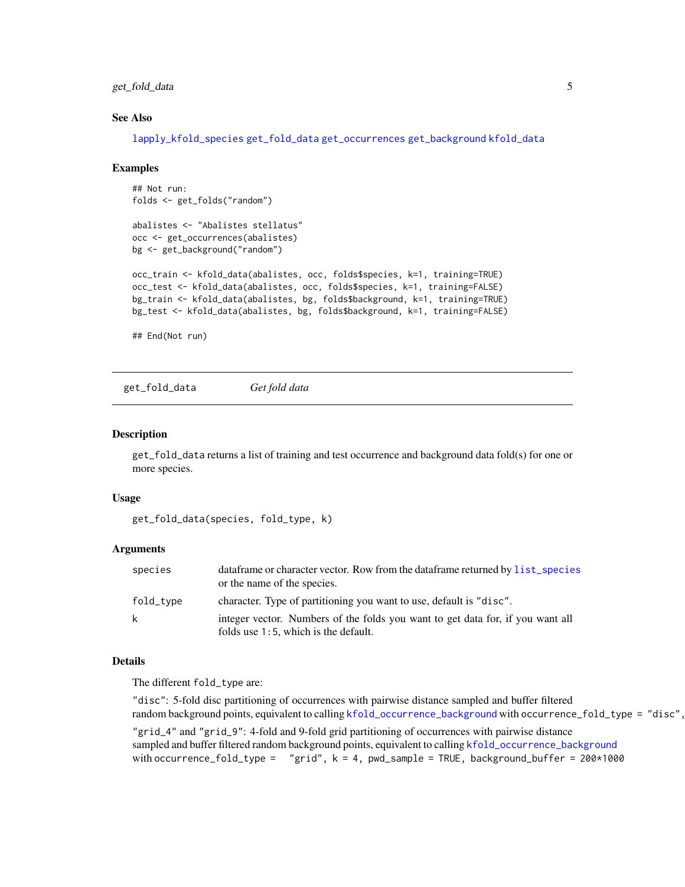### See Also

lapply_kfold_species get_fold_data get_occurrences get_background kfold_data

### Examples

```
## Not run:
folds <- get_folds("random")

abalistes <- "Abalistes stellatus"
occ <- get_occurrences(abalistes)
bg <- get_background("random")

occ_train <- kfold_data(abalistes, occ, folds$species, k=1, training=TRUE)
occ_test <- kfold_data(abalistes, occ, folds$species, k=1, training=FALSE)
bg_train <- kfold_data(abalistes, bg, folds$background, k=1, training=TRUE)
bg_test <- kfold_data(abalistes, bg, folds$background, k=1, training=FALSE)

## End(Not run)
```

---

## get_fold_data — *Get fold data*

### Description

get_fold_data returns a list of training and test occurrence and background data fold(s) for one or more species.

### Usage

```
get_fold_data(species, fold_type, k)
```

### Arguments

| | |
|---|---|
| species | dataframe or character vector. Row from the dataframe returned by list_species or the name of the species. |
| fold_type | character. Type of partitioning you want to use, default is "disc". |
| k | integer vector. Numbers of the folds you want to get data for, if you want all folds use 1:5, which is the default. |

### Details

The different fold_type are:

"disc": 5-fold disc partitioning of occurrences with pairwise distance sampled and buffer filtered random background points, equivalent to calling kfold_occurrence_background with occurrence_fold_type = "disc",

"grid_4" and "grid_9": 4-fold and 9-fold grid partitioning of occurrences with pairwise distance sampled and buffer filtered random background points, equivalent to calling kfold_occurrence_background with occurrence_fold_type = "grid", k = 4, pwd_sample = TRUE, background_buffer = 200*1000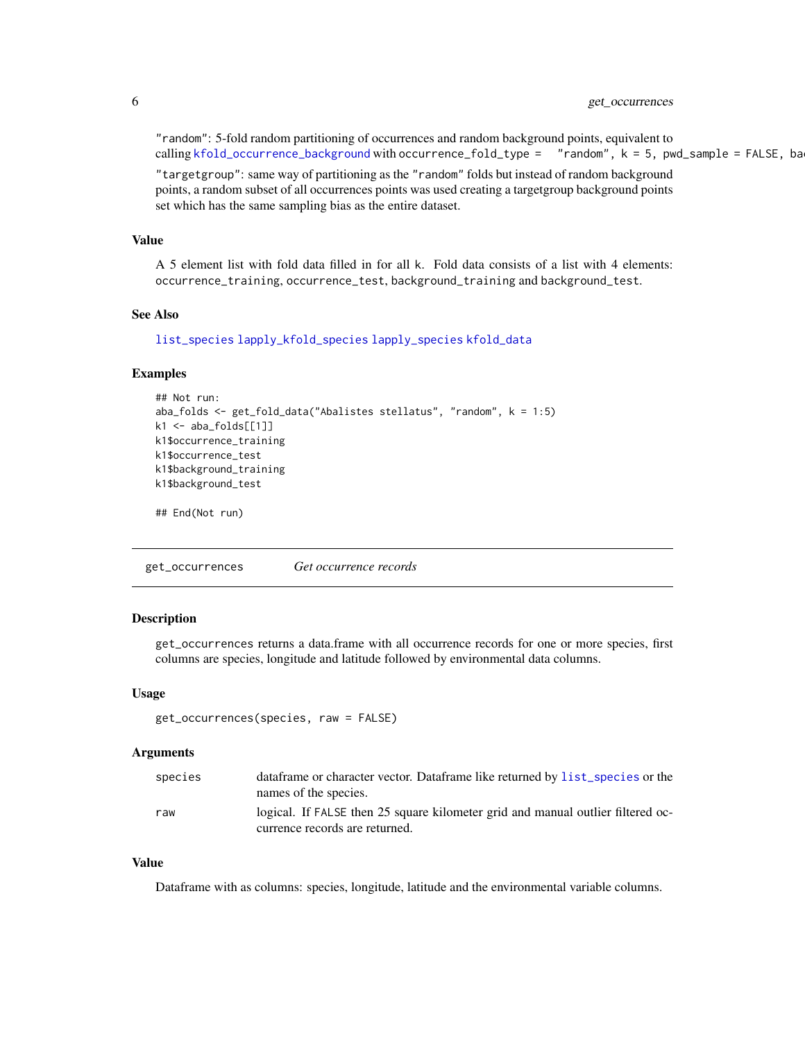"random": 5-fold random partitioning of occurrences and random background points, equivalent to calling kfold_occurrence_background with occurrence_fold_type = "random", k = 5, pwd_sample = FALSE, ba

"targetgroup": same way of partitioning as the "random" folds but instead of random background points, a random subset of all occurrences points was used creating a targetgroup background points set which has the same sampling bias as the entire dataset.

### Value

A 5 element list with fold data filled in for all k. Fold data consists of a list with 4 elements: occurrence_training, occurrence_test, background_training and background_test.

### See Also

list_species lapply_kfold_species lapply_species kfold_data

### Examples

```
## Not run:
aba_folds <- get_fold_data("Abalistes stellatus", "random", k = 1:5)
k1 <- aba_folds[[1]]
k1$occurrence_training
k1$occurrence_test
k1$background_training
k1$background_test

## End(Not run)
```

---

## get_occurrences — *Get occurrence records*

### Description

get_occurrences returns a data.frame with all occurrence records for one or more species, first columns are species, longitude and latitude followed by environmental data columns.

### Usage

```
get_occurrences(species, raw = FALSE)
```

### Arguments

| | |
|---|---|
| species | dataframe or character vector. Dataframe like returned by list_species or the names of the species. |
| raw | logical. If FALSE then 25 square kilometer grid and manual outlier filtered occurrence records are returned. |

### Value

Dataframe with as columns: species, longitude, latitude and the environmental variable columns.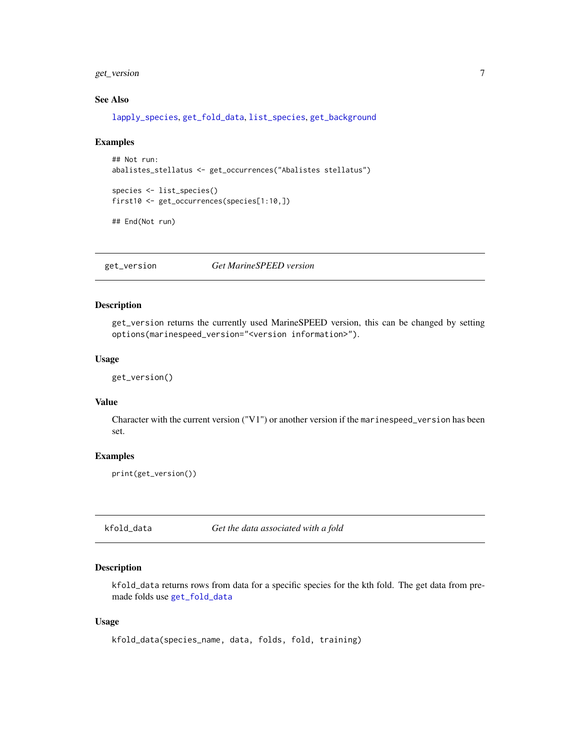### See Also

lapply_species, get_fold_data, list_species, get_background

### Examples

```
## Not run:
abalistes_stellatus <- get_occurrences("Abalistes stellatus")

species <- list_species()
first10 <- get_occurrences(species[1:10,])

## End(Not run)
```

---

## get_version — *Get MarineSPEED version*

### Description

get_version returns the currently used MarineSPEED version, this can be changed by setting options(marinespeed_version="<version information>").

### Usage

```
get_version()
```

### Value

Character with the current version ("V1") or another version if the marinespeed_version has been set.

### Examples

```
print(get_version())
```

---

## kfold_data — *Get the data associated with a fold*

### Description

kfold_data returns rows from data for a specific species for the kth fold. The get data from pre-made folds use get_fold_data

### Usage

```
kfold_data(species_name, data, folds, fold, training)
```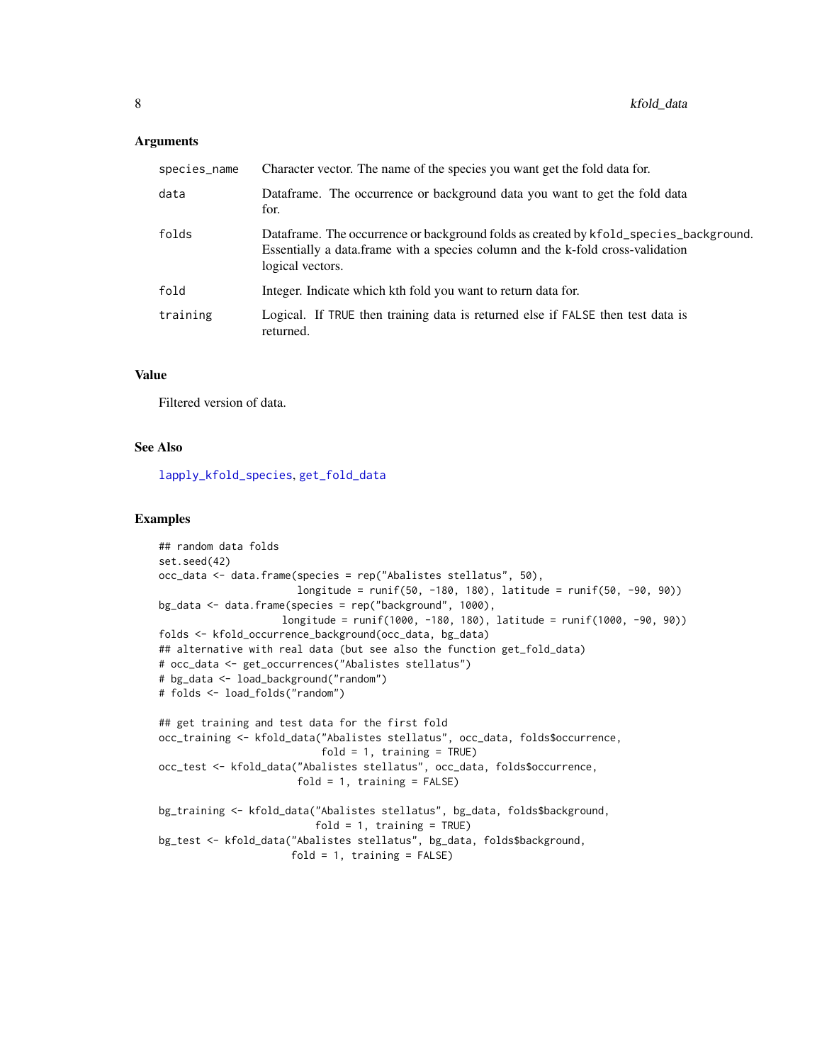### Arguments

| | |
|---|---|
| `species_name` | Character vector. The name of the species you want get the fold data for. |
| `data` | Dataframe. The occurrence or background data you want to get the fold data for. |
| `folds` | Dataframe. The occurrence or background folds as created by `kfold_species_background`. Essentially a data.frame with a species column and the k-fold cross-validation logical vectors. |
| `fold` | Integer. Indicate which kth fold you want to return data for. |
| `training` | Logical. If `TRUE` then training data is returned else if `FALSE` then test data is returned. |

### Value

Filtered version of data.

### See Also

`lapply_kfold_species`, `get_fold_data`

### Examples

```
## random data folds
set.seed(42)
occ_data <- data.frame(species = rep("Abalistes stellatus", 50),
                       longitude = runif(50, -180, 180), latitude = runif(50, -90, 90))
bg_data <- data.frame(species = rep("background", 1000),
                      longitude = runif(1000, -180, 180), latitude = runif(1000, -90, 90))
folds <- kfold_occurrence_background(occ_data, bg_data)
## alternative with real data (but see also the function get_fold_data)
# occ_data <- get_occurrences("Abalistes stellatus")
# bg_data <- load_background("random")
# folds <- load_folds("random")

## get training and test data for the first fold
occ_training <- kfold_data("Abalistes stellatus", occ_data, folds$occurrence,
                           fold = 1, training = TRUE)
occ_test <- kfold_data("Abalistes stellatus", occ_data, folds$occurrence,
                       fold = 1, training = FALSE)

bg_training <- kfold_data("Abalistes stellatus", bg_data, folds$background,
                          fold = 1, training = TRUE)
bg_test <- kfold_data("Abalistes stellatus", bg_data, folds$background,
                      fold = 1, training = FALSE)
```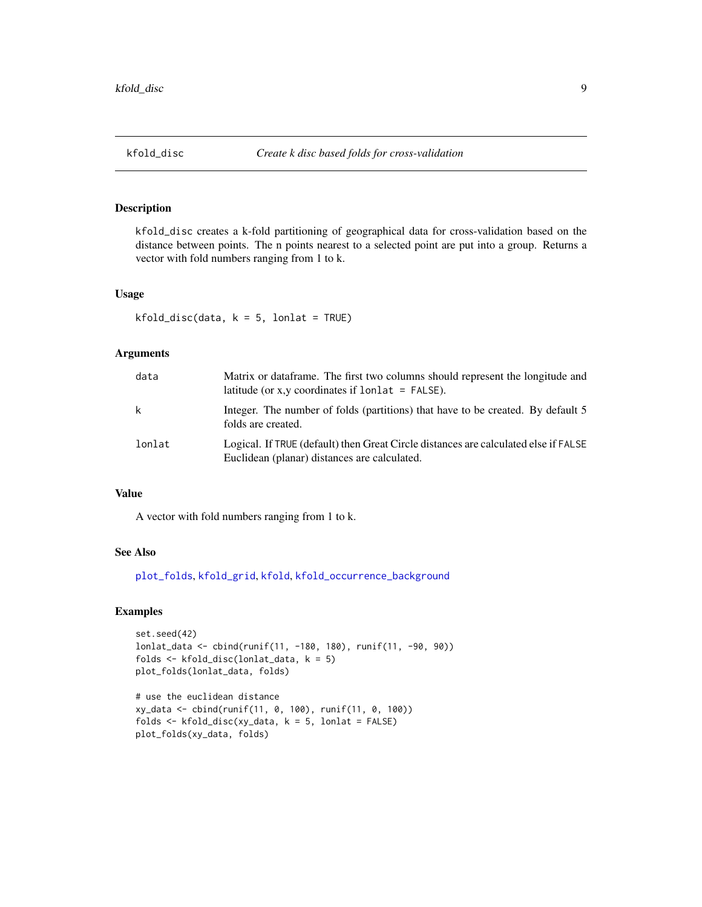## kfold_disc — *Create k disc based folds for cross-validation*

### Description

kfold_disc creates a k-fold partitioning of geographical data for cross-validation based on the distance between points. The n points nearest to a selected point are put into a group. Returns a vector with fold numbers ranging from 1 to k.

### Usage

```
kfold_disc(data, k = 5, lonlat = TRUE)
```

### Arguments

| | |
|---|---|
| data | Matrix or dataframe. The first two columns should represent the longitude and latitude (or x,y coordinates if `lonlat = FALSE`). |
| k | Integer. The number of folds (partitions) that have to be created. By default 5 folds are created. |
| lonlat | Logical. If `TRUE` (default) then Great Circle distances are calculated else if `FALSE` Euclidean (planar) distances are calculated. |

### Value

A vector with fold numbers ranging from 1 to k.

### See Also

plot_folds, kfold_grid, kfold, kfold_occurrence_background

### Examples

```
set.seed(42)
lonlat_data <- cbind(runif(11, -180, 180), runif(11, -90, 90))
folds <- kfold_disc(lonlat_data, k = 5)
plot_folds(lonlat_data, folds)

# use the euclidean distance
xy_data <- cbind(runif(11, 0, 100), runif(11, 0, 100))
folds <- kfold_disc(xy_data, k = 5, lonlat = FALSE)
plot_folds(xy_data, folds)
```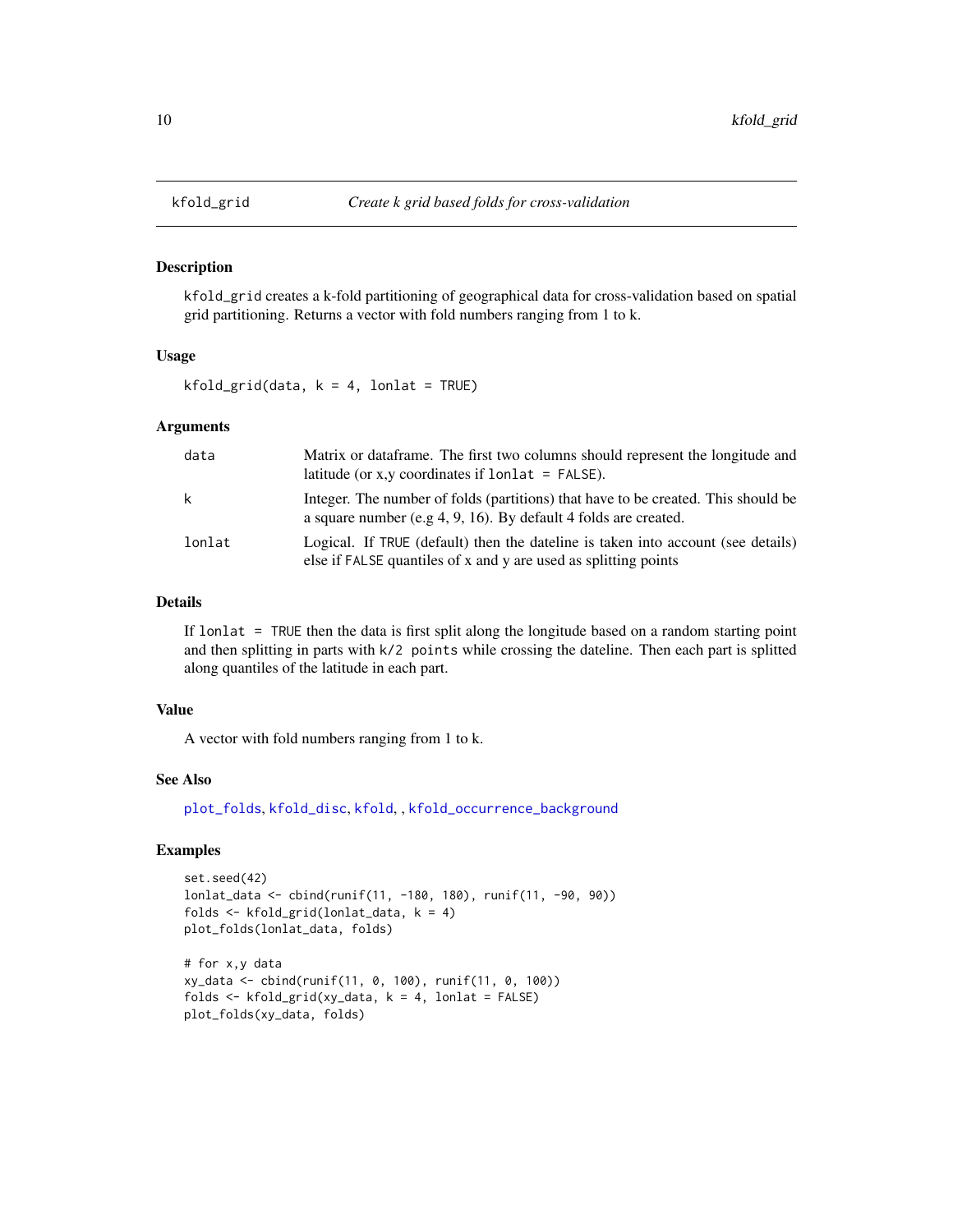## kfold_grid — *Create k grid based folds for cross-validation*

### Description

`kfold_grid` creates a k-fold partitioning of geographical data for cross-validation based on spatial grid partitioning. Returns a vector with fold numbers ranging from 1 to k.

### Usage

```
kfold_grid(data, k = 4, lonlat = TRUE)
```

### Arguments

| Argument | Description |
|---|---|
| `data` | Matrix or dataframe. The first two columns should represent the longitude and latitude (or x,y coordinates if `lonlat = FALSE`). |
| `k` | Integer. The number of folds (partitions) that have to be created. This should be a square number (e.g 4, 9, 16). By default 4 folds are created. |
| `lonlat` | Logical. If `TRUE` (default) then the dateline is taken into account (see details) else if `FALSE` quantiles of x and y are used as splitting points |

### Details

If `lonlat = TRUE` then the data is first split along the longitude based on a random starting point and then splitting in parts with `k/2 points` while crossing the dateline. Then each part is splitted along quantiles of the latitude in each part.

### Value

A vector with fold numbers ranging from 1 to k.

### See Also

`plot_folds`, `kfold_disc`, `kfold`, , `kfold_occurrence_background`

### Examples

```
set.seed(42)
lonlat_data <- cbind(runif(11, -180, 180), runif(11, -90, 90))
folds <- kfold_grid(lonlat_data, k = 4)
plot_folds(lonlat_data, folds)

# for x,y data
xy_data <- cbind(runif(11, 0, 100), runif(11, 0, 100))
folds <- kfold_grid(xy_data, k = 4, lonlat = FALSE)
plot_folds(xy_data, folds)
```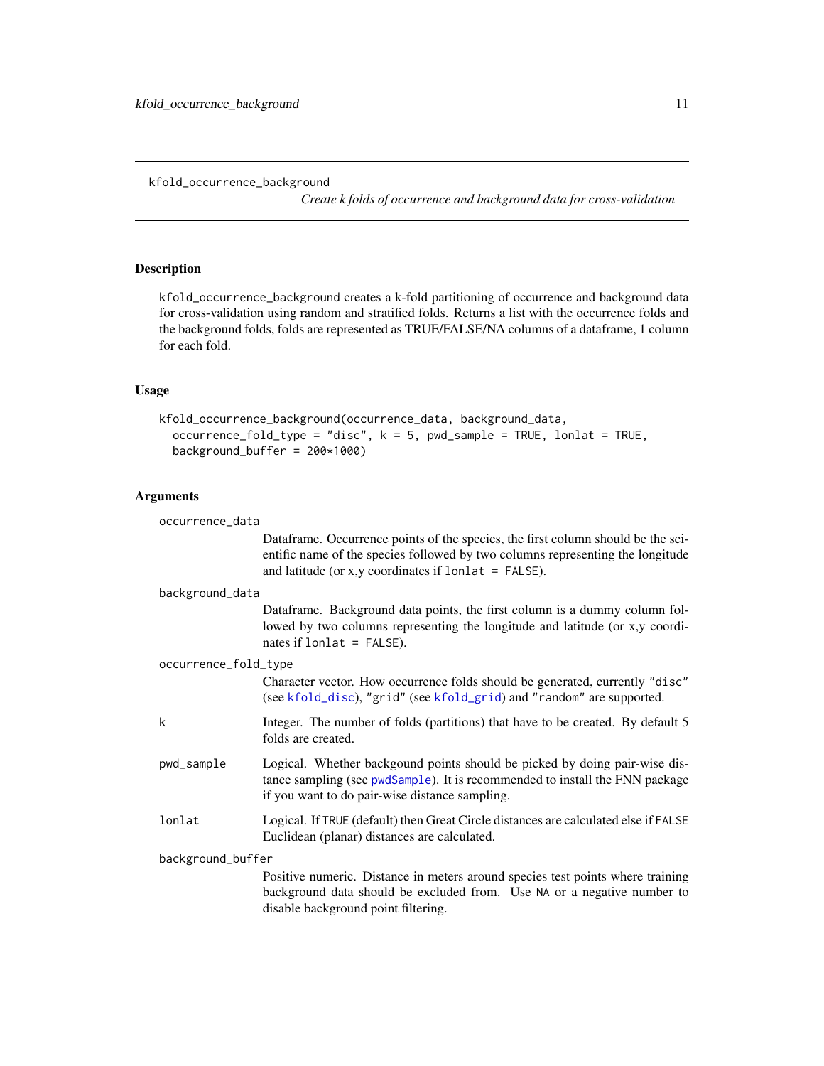kfold_occurrence_background

*Create k folds of occurrence and background data for cross-validation*

## Description

`kfold_occurrence_background` creates a k-fold partitioning of occurrence and background data for cross-validation using random and stratified folds. Returns a list with the occurrence folds and the background folds, folds are represented as TRUE/FALSE/NA columns of a dataframe, 1 column for each fold.

## Usage

```
kfold_occurrence_background(occurrence_data, background_data,
  occurrence_fold_type = "disc", k = 5, pwd_sample = TRUE, lonlat = TRUE,
  background_buffer = 200*1000)
```

## Arguments

`occurrence_data`
: Dataframe. Occurrence points of the species, the first column should be the scientific name of the species followed by two columns representing the longitude and latitude (or x,y coordinates if `lonlat = FALSE`).

`background_data`
: Dataframe. Background data points, the first column is a dummy column followed by two columns representing the longitude and latitude (or x,y coordinates if `lonlat = FALSE`).

`occurrence_fold_type`
: Character vector. How occurrence folds should be generated, currently `"disc"` (see `kfold_disc`), `"grid"` (see `kfold_grid`) and `"random"` are supported.

`k`
: Integer. The number of folds (partitions) that have to be created. By default 5 folds are created.

`pwd_sample`
: Logical. Whether backgound points should be picked by doing pair-wise distance sampling (see `pwdSample`). It is recommended to install the FNN package if you want to do pair-wise distance sampling.

`lonlat`
: Logical. If `TRUE` (default) then Great Circle distances are calculated else if `FALSE` Euclidean (planar) distances are calculated.

`background_buffer`
: Positive numeric. Distance in meters around species test points where training background data should be excluded from. Use `NA` or a negative number to disable background point filtering.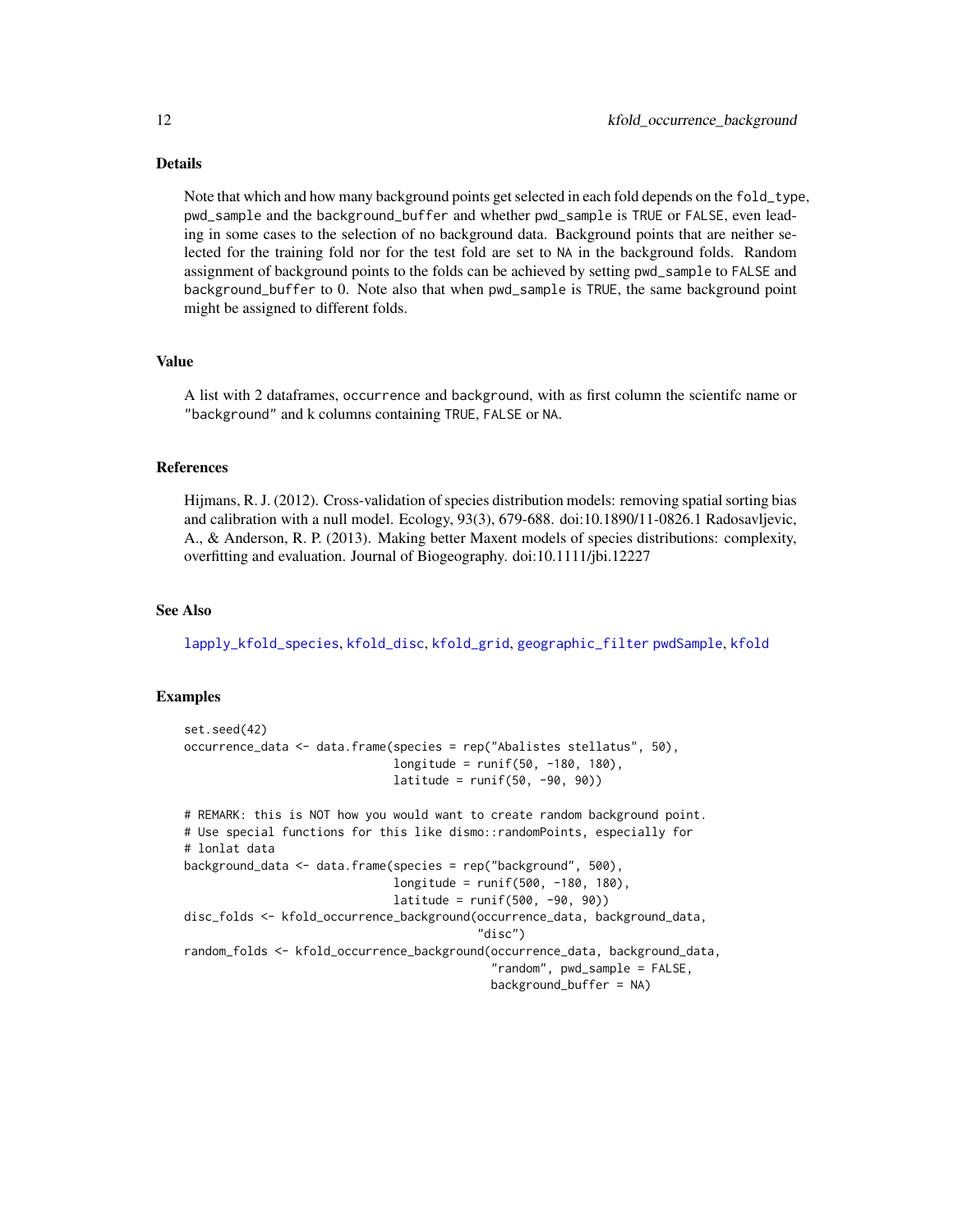## Details

Note that which and how many background points get selected in each fold depends on the `fold_type`, `pwd_sample` and the `background_buffer` and whether `pwd_sample` is `TRUE` or `FALSE`, even leading in some cases to the selection of no background data. Background points that are neither selected for the training fold nor for the test fold are set to `NA` in the background folds. Random assignment of background points to the folds can be achieved by setting `pwd_sample` to `FALSE` and `background_buffer` to 0. Note also that when `pwd_sample` is `TRUE`, the same background point might be assigned to different folds.

## Value

A list with 2 dataframes, `occurrence` and `background`, with as first column the scientifc name or `"background"` and k columns containing `TRUE`, `FALSE` or `NA`.

## References

Hijmans, R. J. (2012). Cross-validation of species distribution models: removing spatial sorting bias and calibration with a null model. Ecology, 93(3), 679-688. doi:10.1890/11-0826.1 Radosavljevic, A., & Anderson, R. P. (2013). Making better Maxent models of species distributions: complexity, overfitting and evaluation. Journal of Biogeography. doi:10.1111/jbi.12227

## See Also

`lapply_kfold_species`, `kfold_disc`, `kfold_grid`, `geographic_filter` `pwdSample`, `kfold`

## Examples

```
set.seed(42)
occurrence_data <- data.frame(species = rep("Abalistes stellatus", 50),
                              longitude = runif(50, -180, 180),
                              latitude = runif(50, -90, 90))

# REMARK: this is NOT how you would want to create random background point.
# Use special functions for this like dismo::randomPoints, especially for
# lonlat data
background_data <- data.frame(species = rep("background", 500),
                              longitude = runif(500, -180, 180),
                              latitude = runif(500, -90, 90))
disc_folds <- kfold_occurrence_background(occurrence_data, background_data,
                                          "disc")
random_folds <- kfold_occurrence_background(occurrence_data, background_data,
                                            "random", pwd_sample = FALSE,
                                            background_buffer = NA)
```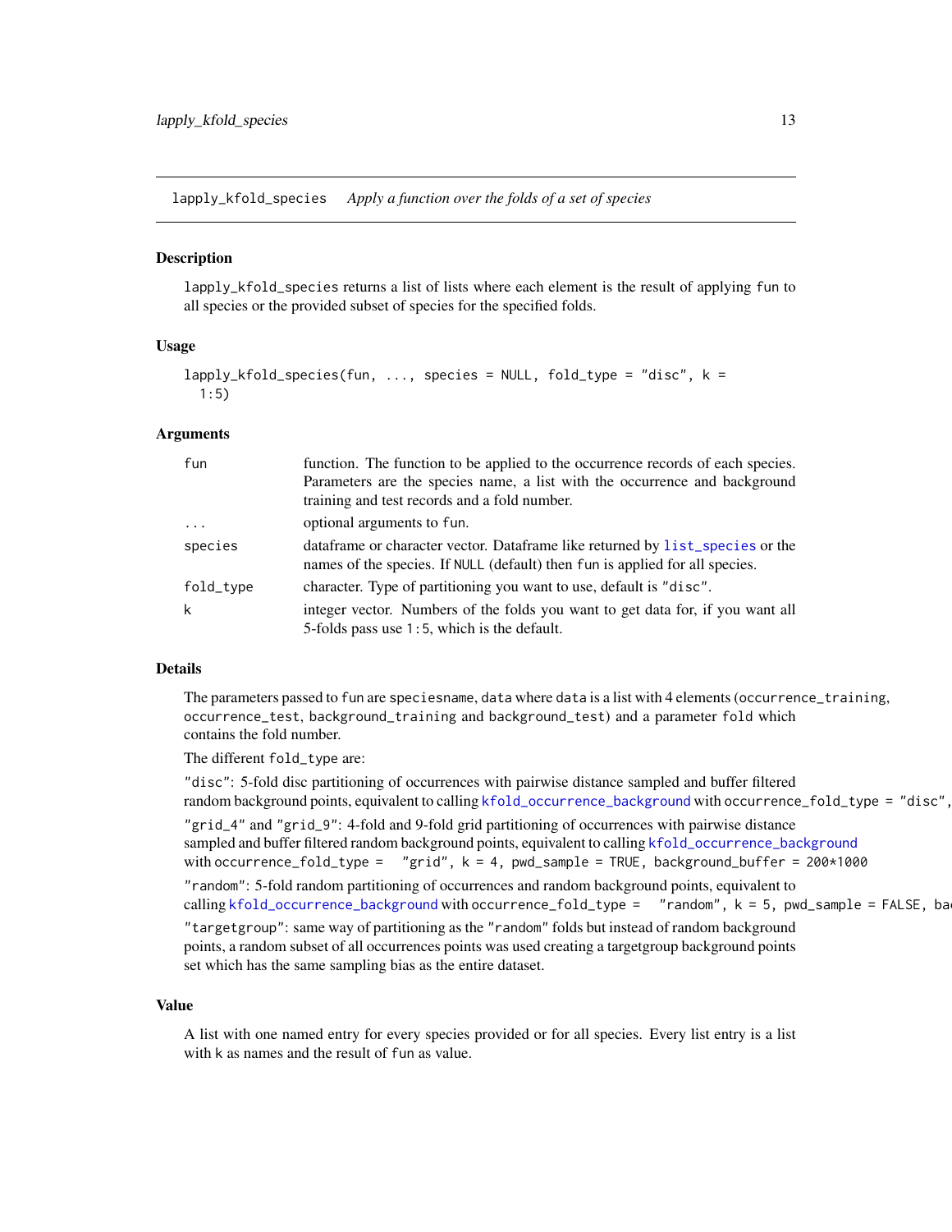lapply_kfold_species    *Apply a function over the folds of a set of species*

## Description

lapply_kfold_species returns a list of lists where each element is the result of applying fun to all species or the provided subset of species for the specified folds.

## Usage

```
lapply_kfold_species(fun, ..., species = NULL, fold_type = "disc", k =
  1:5)
```

## Arguments

| | |
|---|---|
| fun | function. The function to be applied to the occurrence records of each species. Parameters are the species name, a list with the occurrence and background training and test records and a fold number. |
| ... | optional arguments to fun. |
| species | dataframe or character vector. Dataframe like returned by list_species or the names of the species. If NULL (default) then fun is applied for all species. |
| fold_type | character. Type of partitioning you want to use, default is "disc". |
| k | integer vector. Numbers of the folds you want to get data for, if you want all 5-folds pass use 1:5, which is the default. |

## Details

The parameters passed to fun are speciesname, data where data is a list with 4 elements (occurrence_training, occurrence_test, background_training and background_test) and a parameter fold which contains the fold number.

The different fold_type are:

"disc": 5-fold disc partitioning of occurrences with pairwise distance sampled and buffer filtered random background points, equivalent to calling kfold_occurrence_background with occurrence_fold_type = "disc",

"grid_4" and "grid_9": 4-fold and 9-fold grid partitioning of occurrences with pairwise distance sampled and buffer filtered random background points, equivalent to calling kfold_occurrence_background with occurrence_fold_type = "grid", k = 4, pwd_sample = TRUE, background_buffer = 200*1000

"random": 5-fold random partitioning of occurrences and random background points, equivalent to calling kfold_occurrence_background with occurrence_fold_type = "random", k = 5, pwd_sample = FALSE, ba

"targetgroup": same way of partitioning as the "random" folds but instead of random background points, a random subset of all occurrences points was used creating a targetgroup background points set which has the same sampling bias as the entire dataset.

## Value

A list with one named entry for every species provided or for all species. Every list entry is a list with k as names and the result of fun as value.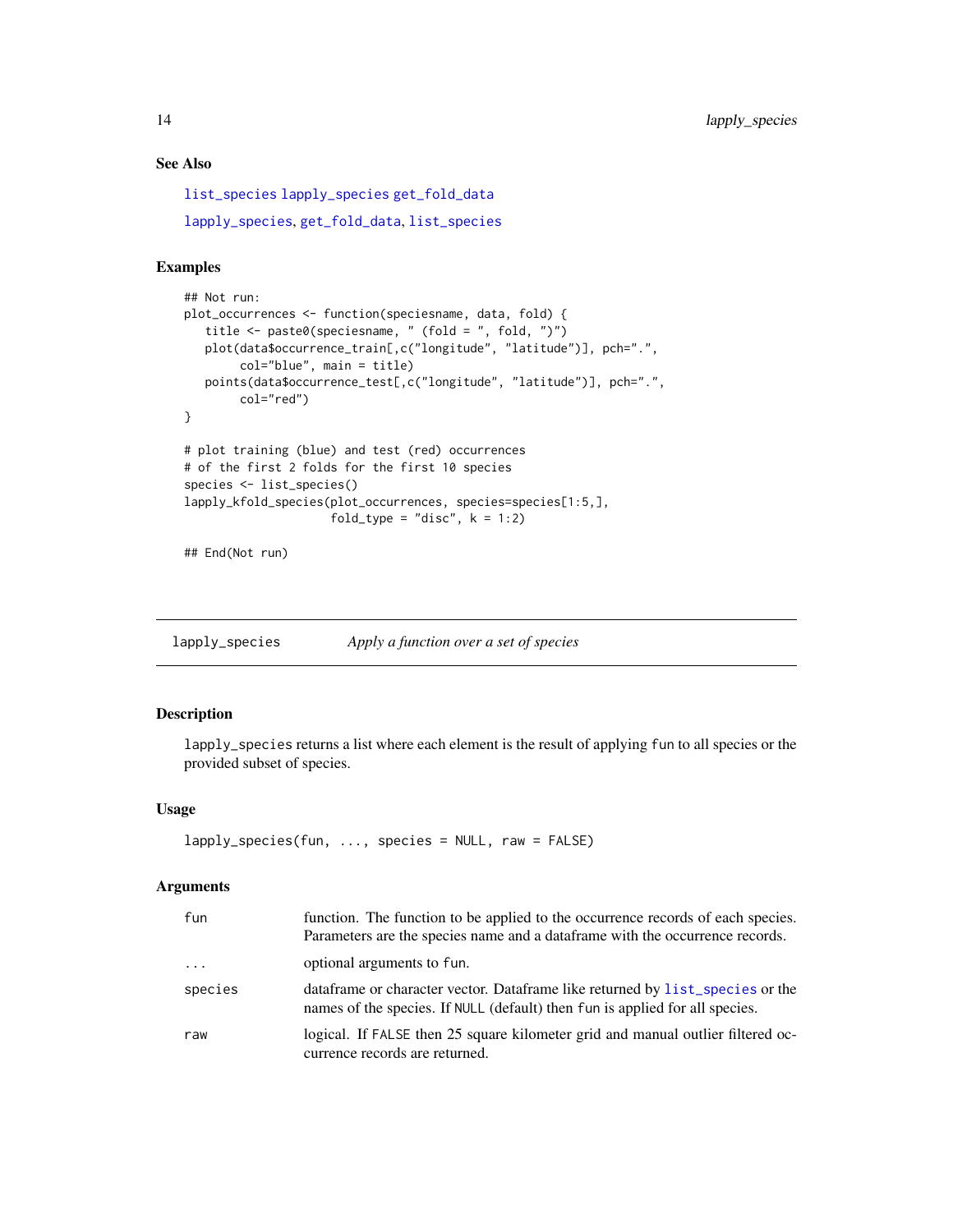### See Also

list_species lapply_species get_fold_data

lapply_species, get_fold_data, list_species

### Examples

```
## Not run:
plot_occurrences <- function(speciesname, data, fold) {
   title <- paste0(speciesname, " (fold = ", fold, ")")
   plot(data$occurrence_train[,c("longitude", "latitude")], pch=".",
        col="blue", main = title)
   points(data$occurrence_test[,c("longitude", "latitude")], pch=".",
        col="red")
}

# plot training (blue) and test (red) occurrences
# of the first 2 folds for the first 10 species
species <- list_species()
lapply_kfold_species(plot_occurrences, species=species[1:5,],
                     fold_type = "disc", k = 1:2)

## End(Not run)
```

---

## lapply_species — *Apply a function over a set of species*

### Description

lapply_species returns a list where each element is the result of applying fun to all species or the provided subset of species.

### Usage

```
lapply_species(fun, ..., species = NULL, raw = FALSE)
```

### Arguments

| | |
|---|---|
| fun | function. The function to be applied to the occurrence records of each species. Parameters are the species name and a dataframe with the occurrence records. |
| ... | optional arguments to fun. |
| species | dataframe or character vector. Dataframe like returned by list_species or the names of the species. If NULL (default) then fun is applied for all species. |
| raw | logical. If FALSE then 25 square kilometer grid and manual outlier filtered occurrence records are returned. |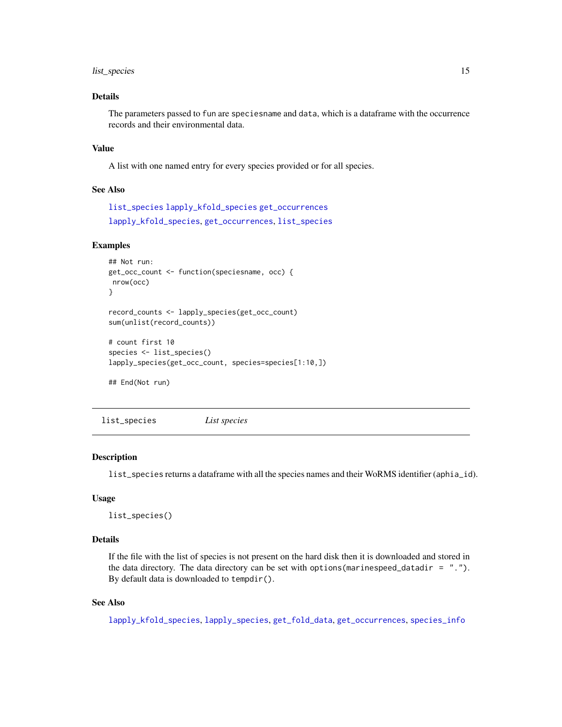### Details

The parameters passed to `fun` are `speciesname` and `data`, which is a dataframe with the occurrence records and their environmental data.

### Value

A list with one named entry for every species provided or for all species.

### See Also

list_species lapply_kfold_species get_occurrences

lapply_kfold_species, get_occurrences, list_species

### Examples

```
## Not run:
get_occ_count <- function(speciesname, occ) {
 nrow(occ)
}

record_counts <- lapply_species(get_occ_count)
sum(unlist(record_counts))

# count first 10
species <- list_species()
lapply_species(get_occ_count, species=species[1:10,])

## End(Not run)
```

---

## list_species &nbsp;&nbsp;&nbsp;&nbsp; *List species*

---

### Description

`list_species` returns a dataframe with all the species names and their WoRMS identifier (`aphia_id`).

### Usage

```
list_species()
```

### Details

If the file with the list of species is not present on the hard disk then it is downloaded and stored in the data directory. The data directory can be set with `options(marinespeed_datadir = ".")`. By default data is downloaded to `tempdir()`.

### See Also

lapply_kfold_species, lapply_species, get_fold_data, get_occurrences, species_info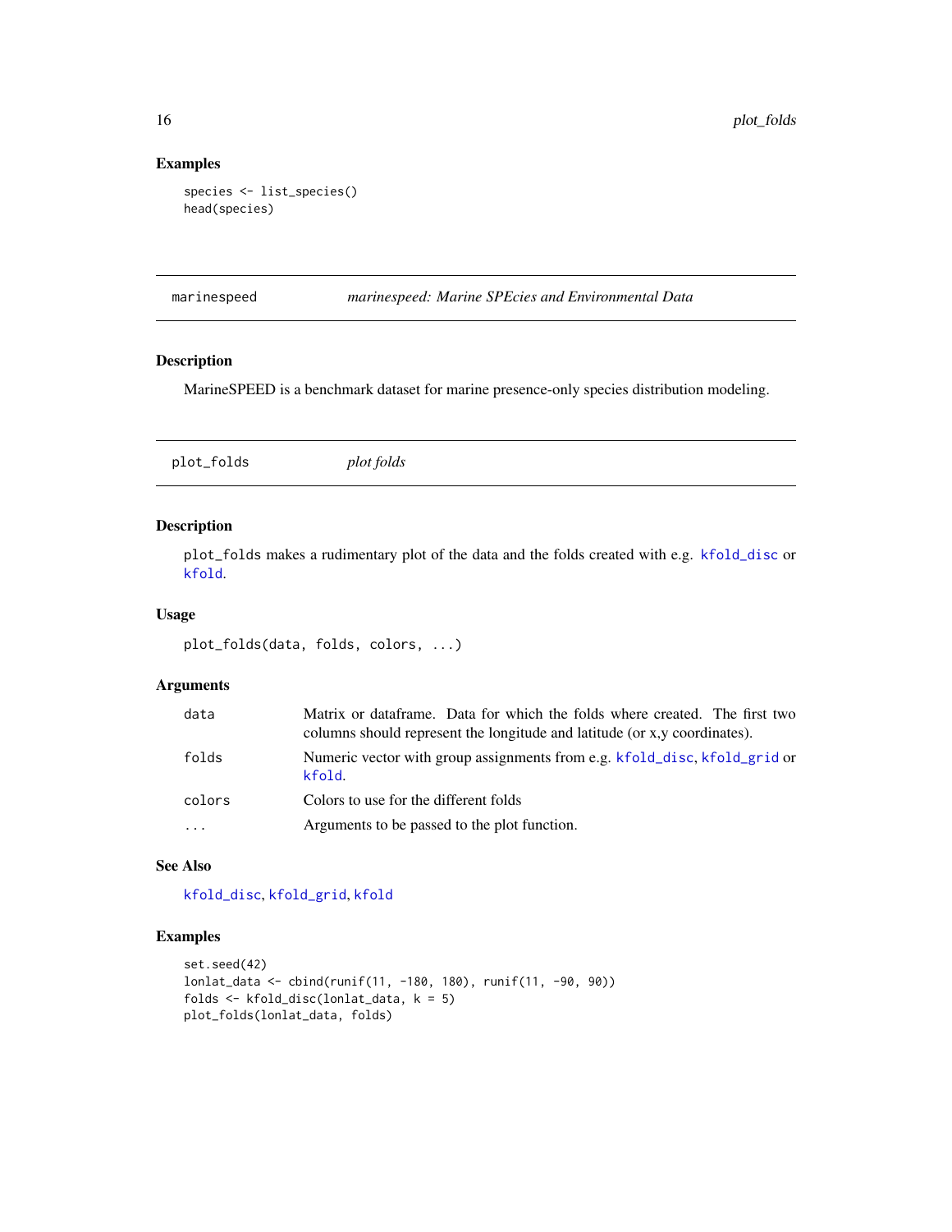## Examples

```
species <- list_species()
head(species)
```

---

## marinespeed — *marinespeed: Marine SPEcies and Environmental Data*

### Description

MarineSPEED is a benchmark dataset for marine presence-only species distribution modeling.

---

## plot_folds — *plot folds*

### Description

plot_folds makes a rudimentary plot of the data and the folds created with e.g. kfold_disc or kfold.

### Usage

```
plot_folds(data, folds, colors, ...)
```

### Arguments

| | |
|---|---|
| data | Matrix or dataframe. Data for which the folds where created. The first two columns should represent the longitude and latitude (or x,y coordinates). |
| folds | Numeric vector with group assignments from e.g. kfold_disc, kfold_grid or kfold. |
| colors | Colors to use for the different folds |
| ... | Arguments to be passed to the plot function. |

### See Also

kfold_disc, kfold_grid, kfold

### Examples

```
set.seed(42)
lonlat_data <- cbind(runif(11, -180, 180), runif(11, -90, 90))
folds <- kfold_disc(lonlat_data, k = 5)
plot_folds(lonlat_data, folds)
```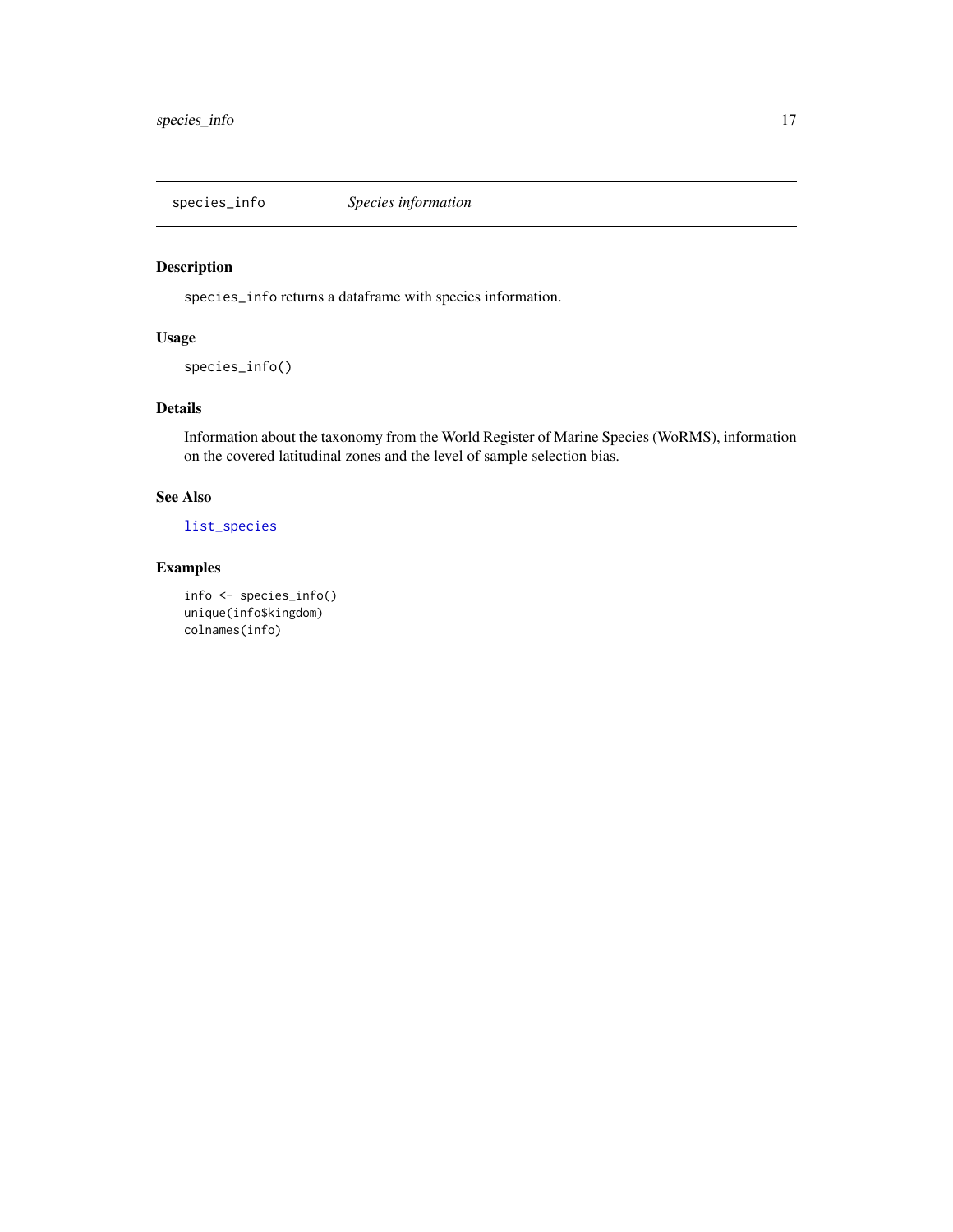## species_info *Species information*

### Description

`species_info` returns a dataframe with species information.

### Usage

```
species_info()
```

### Details

Information about the taxonomy from the World Register of Marine Species (WoRMS), information on the covered latitudinal zones and the level of sample selection bias.

### See Also

`list_species`

### Examples

```
info <- species_info()
unique(info$kingdom)
colnames(info)
```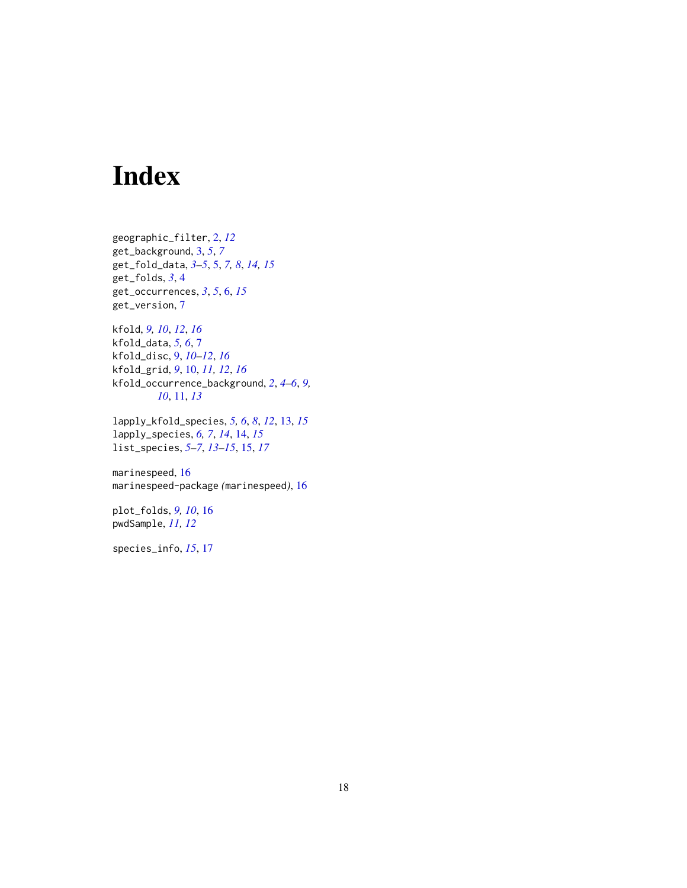# Index

geographic_filter, 2, *12*
get_background, 3, *5*, *7*
get_fold_data, *3–5*, 5, *7, 8*, *14, 15*
get_folds, *3*, 4
get_occurrences, *3*, *5*, 6, *15*
get_version, 7

kfold, *9, 10*, *12*, *16*
kfold_data, *5, 6*, 7
kfold_disc, 9, *10–12*, *16*
kfold_grid, *9*, 10, *11, 12*, *16*
kfold_occurrence_background, *2*, *4–6*, *9, 10*, 11, *13*

lapply_kfold_species, *5, 6*, *8*, *12*, 13, *15*
lapply_species, *6, 7*, *14*, 14, *15*
list_species, *5–7*, *13–15*, 15, *17*

marinespeed, 16
marinespeed-package *(*marinespeed*)*, 16

plot_folds, *9, 10*, 16
pwdSample, *11, 12*

species_info, *15*, 17